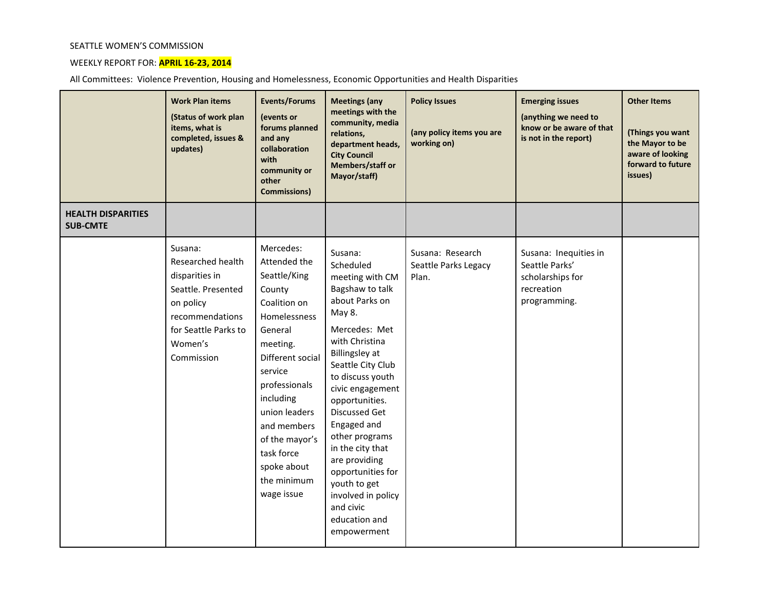SEATTLE WOMEN'S COMMISSION

WEEKLY REPORT FOR: **APRIL 16-23, 2014**

All Committees: Violence Prevention, Housing and Homelessness, Economic Opportunities and Health Disparities

| | **Work Plan items** **(Status of work plan items, what is completed, issues & updates)** | **Events/Forums** **(events or forums planned and any collaboration with community or other Commissions)** | **Meetings (any meetings with the community, media relations, department heads, City Council Members/staff or Mayor/staff)** | **Policy Issues** **(any policy items you are working on)** | **Emerging issues** **(anything we need to know or be aware of that is not in the report)** | **Other Items** **(Things you want the Mayor to be aware of looking forward to future issues)** |
|---|---|---|---|---|---|---|
| **HEALTH DISPARITIES SUB-CMTE** | | | | | | |
| | Susana: Researched health disparities in Seattle. Presented on policy recommendations for Seattle Parks to Women's Commission | Mercedes: Attended the Seattle/King County Coalition on Homelessness General meeting. Different social service professionals including union leaders and members of the mayor's task force spoke about the minimum wage issue | Susana: Scheduled meeting with CM Bagshaw to talk about Parks on May 8.<br><br>Mercedes: Met with Christina Billingsley at Seattle City Club to discuss youth civic engagement opportunities. Discussed Get Engaged and other programs in the city that are providing opportunities for youth to get involved in policy and civic education and empowerment | Susana: Research Seattle Parks Legacy Plan. | Susana: Inequities in Seattle Parks' scholarships for recreation programming. | |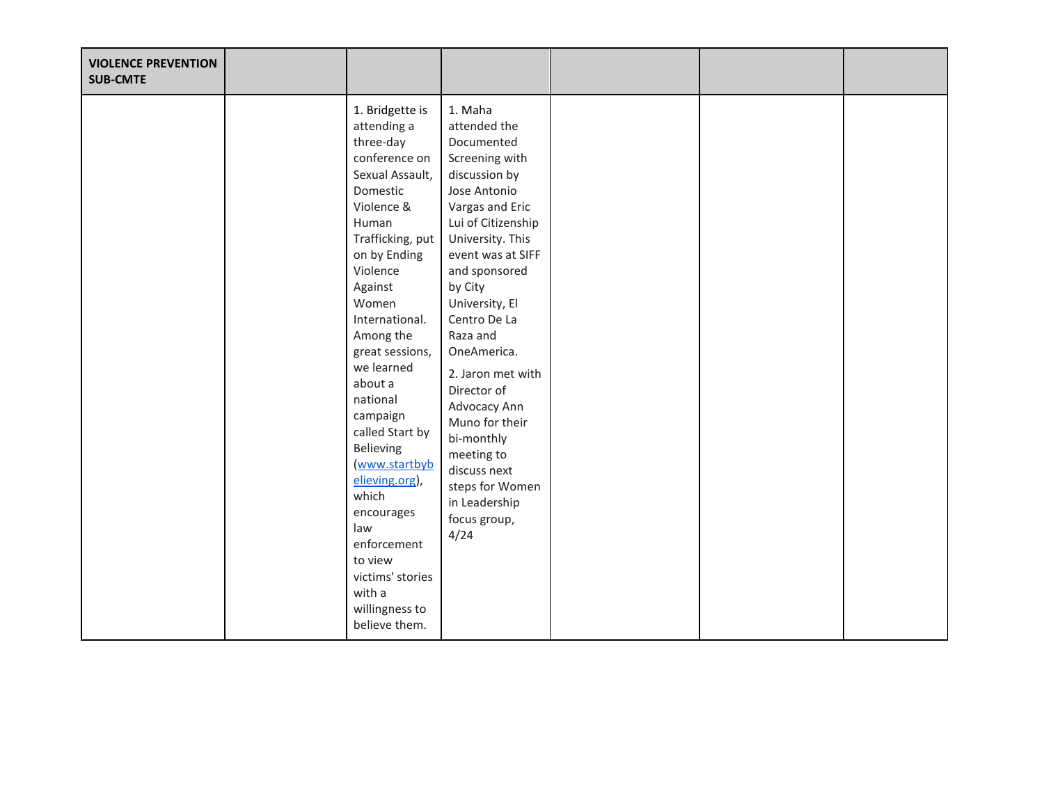| VIOLENCE PREVENTION SUB-CMTE | | | | | | |
|---|---|---|---|---|---|---|
| | | 1. Bridgette is attending a three-day conference on Sexual Assault, Domestic Violence & Human Trafficking, put on by Ending Violence Against Women International. Among the great sessions, we learned about a national campaign called Start by Believing ([www.startbybelieving.org](http://www.startbybelieving.org)), which encourages law enforcement to view victims' stories with a willingness to believe them. | 1. Maha attended the Documented Screening with discussion by Jose Antonio Vargas and Eric Lui of Citizenship University. This event was at SIFF and sponsored by City University, El Centro De La Raza and OneAmerica.<br><br>2. Jaron met with Director of Advocacy Ann Muno for their bi-monthly meeting to discuss next steps for Women in Leadership focus group, 4/24 | | | |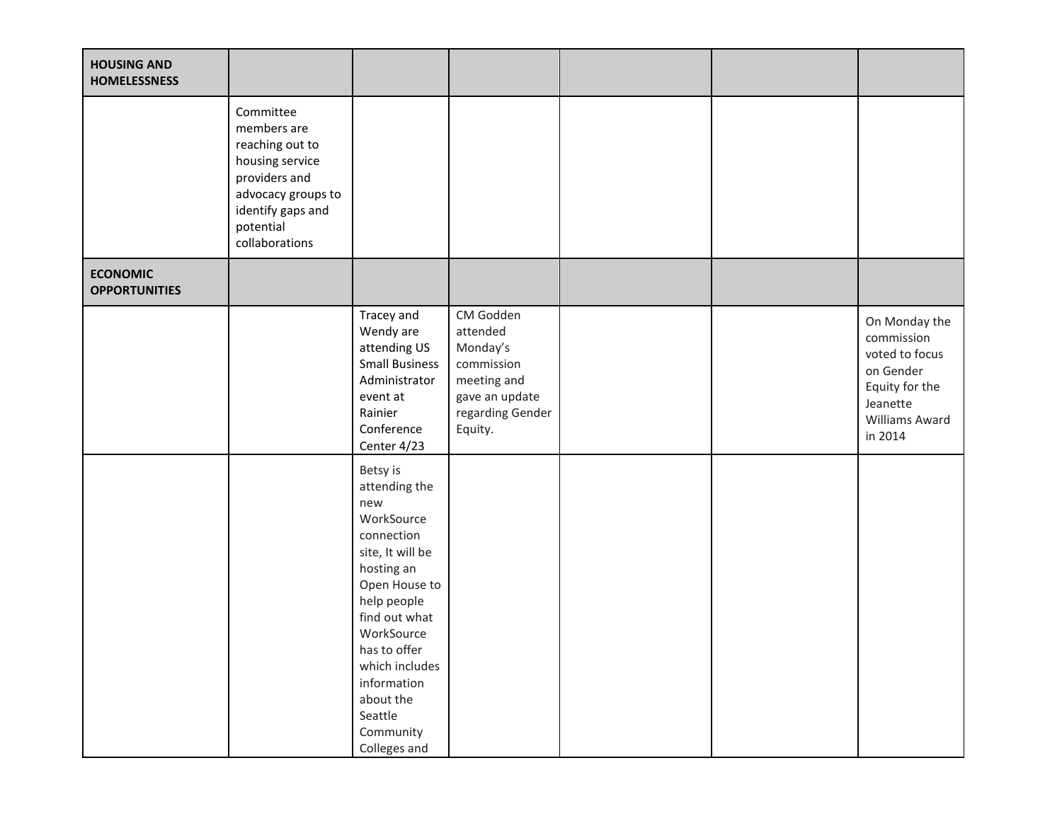| HOUSING AND HOMELESSNESS | | | | | | |
|---|---|---|---|---|---|---|
| | Committee members are reaching out to housing service providers and advocacy groups to identify gaps and potential collaborations | | | | | |
| **ECONOMIC OPPORTUNITIES** | | | | | | |
| | | Tracey and Wendy are attending US Small Business Administrator event at Rainier Conference Center 4/23 | CM Godden attended Monday's commission meeting and gave an update regarding Gender Equity. | | | On Monday the commission voted to focus on Gender Equity for the Jeanette Williams Award in 2014 |
| | | Betsy is attending the new WorkSource connection site, It will be hosting an Open House to help people find out what WorkSource has to offer which includes information about the Seattle Community Colleges and | | | | |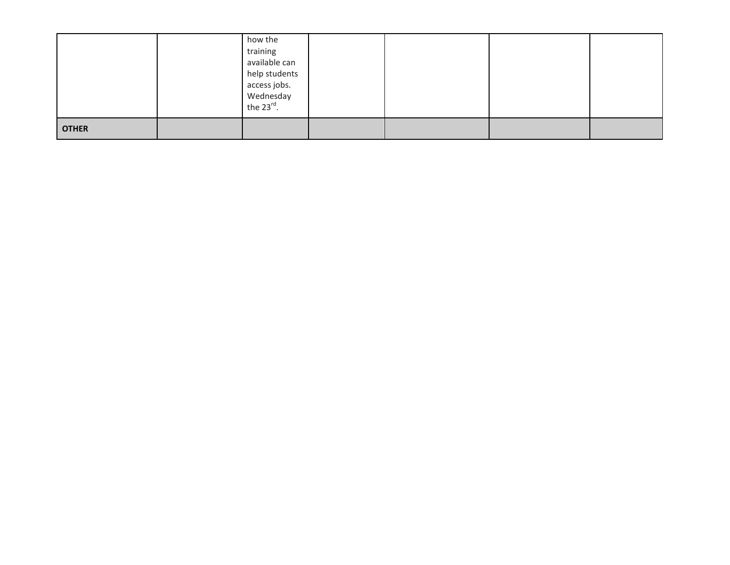| | | | | | | |
|---|---|---|---|---|---|---|
| | | how the training available can help students access jobs. Wednesday the 23rd. | | | | |
| **OTHER** | | | | | | |